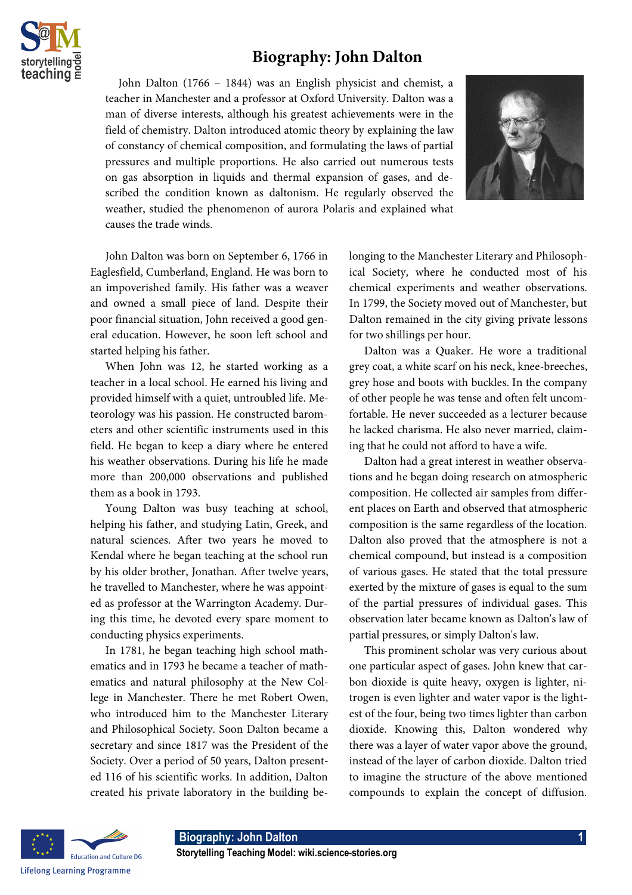# Biography: John Dalton

John Dalton (1766 – 1844) was an English physicist and chemist, a teacher in Manchester and a professor at Oxford University. Dalton was a man of diverse interests, although his greatest achievements were in the field of chemistry. Dalton introduced atomic theory by explaining the law of constancy of chemical composition, and formulating the laws of partial pressures and multiple proportions. He also carried out numerous tests on gas absorption in liquids and thermal expansion of gases, and described the condition known as daltonism. He regularly observed the weather, studied the phenomenon of aurora Polaris and explained what causes the trade winds.

John Dalton was born on September 6, 1766 in Eaglesfield, Cumberland, England. He was born to an impoverished family. His father was a weaver and owned a small piece of land. Despite their poor financial situation, John received a good general education. However, he soon left school and started helping his father.

When John was 12, he started working as a teacher in a local school. He earned his living and provided himself with a quiet, untroubled life. Meteorology was his passion. He constructed barometers and other scientific instruments used in this field. He began to keep a diary where he entered his weather observations. During his life he made more than 200,000 observations and published them as a book in 1793.

Young Dalton was busy teaching at school, helping his father, and studying Latin, Greek, and natural sciences. After two years he moved to Kendal where he began teaching at the school run by his older brother, Jonathan. After twelve years, he travelled to Manchester, where he was appointed as professor at the Warrington Academy. During this time, he devoted every spare moment to conducting physics experiments.

In 1781, he began teaching high school mathematics and in 1793 he became a teacher of mathematics and natural philosophy at the New College in Manchester. There he met Robert Owen, who introduced him to the Manchester Literary and Philosophical Society. Soon Dalton became a secretary and since 1817 was the President of the Society. Over a period of 50 years, Dalton presented 116 of his scientific works. In addition, Dalton created his private laboratory in the building belonging to the Manchester Literary and Philosophical Society, where he conducted most of his chemical experiments and weather observations. In 1799, the Society moved out of Manchester, but Dalton remained in the city giving private lessons for two shillings per hour.

Dalton was a Quaker. He wore a traditional grey coat, a white scarf on his neck, knee-breeches, grey hose and boots with buckles. In the company of other people he was tense and often felt uncomfortable. He never succeeded as a lecturer because he lacked charisma. He also never married, claiming that he could not afford to have a wife.

Dalton had a great interest in weather observations and he began doing research on atmospheric composition. He collected air samples from different places on Earth and observed that atmospheric composition is the same regardless of the location. Dalton also proved that the atmosphere is not a chemical compound, but instead is a composition of various gases. He stated that the total pressure exerted by the mixture of gases is equal to the sum of the partial pressures of individual gases. This observation later became known as Dalton's law of partial pressures, or simply Dalton's law.

This prominent scholar was very curious about one particular aspect of gases. John knew that carbon dioxide is quite heavy, oxygen is lighter, nitrogen is even lighter and water vapor is the lightest of the four, being two times lighter than carbon dioxide. Knowing this, Dalton wondered why there was a layer of water vapor above the ground, instead of the layer of carbon dioxide. Dalton tried to imagine the structure of the above mentioned compounds to explain the concept of diffusion.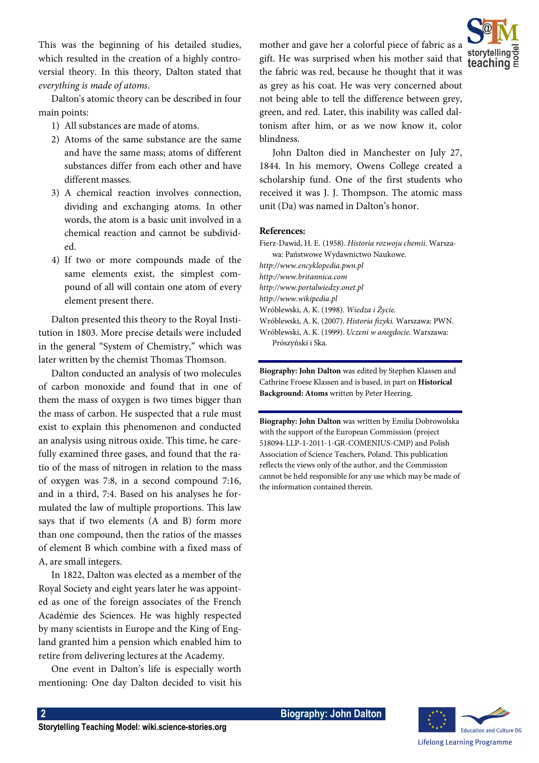This was the beginning of his detailed studies, which resulted in the creation of a highly controversial theory. In this theory, Dalton stated that *everything is made of atoms*.

Dalton's atomic theory can be described in four main points:

1) All substances are made of atoms.
2) Atoms of the same substance are the same and have the same mass; atoms of different substances differ from each other and have different masses.
3) A chemical reaction involves connection, dividing and exchanging atoms. In other words, the atom is a basic unit involved in a chemical reaction and cannot be subdivided.
4) If two or more compounds made of the same elements exist, the simplest compound of all will contain one atom of every element present there.

Dalton presented this theory to the Royal Institution in 1803. More precise details were included in the general "System of Chemistry," which was later written by the chemist Thomas Thomson.

Dalton conducted an analysis of two molecules of carbon monoxide and found that in one of them the mass of oxygen is two times bigger than the mass of carbon. He suspected that a rule must exist to explain this phenomenon and conducted an analysis using nitrous oxide. This time, he carefully examined three gases, and found that the ratio of the mass of nitrogen in relation to the mass of oxygen was 7:8, in a second compound 7:16, and in a third, 7:4. Based on his analyses he formulated the law of multiple proportions. This law says that if two elements (A and B) form more than one compound, then the ratios of the masses of element B which combine with a fixed mass of A, are small integers.

In 1822, Dalton was elected as a member of the Royal Society and eight years later he was appointed as one of the foreign associates of the French Académie des Sciences. He was highly respected by many scientists in Europe and the King of England granted him a pension which enabled him to retire from delivering lectures at the Academy.

One event in Dalton's life is especially worth mentioning: One day Dalton decided to visit his mother and gave her a colorful piece of fabric as a gift. He was surprised when his mother said that the fabric was red, because he thought that it was as grey as his coat. He was very concerned about not being able to tell the difference between grey, green, and red. Later, this inability was called daltonism after him, or as we now know it, color blindness.

John Dalton died in Manchester on July 27, 1844. In his memory, Owens College created a scholarship fund. One of the first students who received it was J. J. Thompson. The atomic mass unit (Da) was named in Dalton's honor.

**References:**

Fierz-Dawid, H. E. (1958). *Historia rozwoju chemii*. Warszawa: Państwowe Wydawnictwo Naukowe.
*http://www.encyklopedia.pwn.pl*
*http://www.britannica.com*
*http://www.portalwiedzy.onet.pl*
*http://www.wikipedia.pl*
Wróblewski, A. K. (1998). *Wiedza i Życie*.
Wróblewski, A. K. (2007). *Historia fizyki*. Warszawa: PWN.
Wróblewski, A. K. (1999). *Uczeni w anegdocie*. Warszawa: Prószyński i Ska.

**Biography: John Dalton** was edited by Stephen Klassen and Cathrine Froese Klassen and is based, in part on **Historical Background: Atoms** written by Peter Heering.

**Biography: John Dalton** was written by Emilia Dobrowolska with the support of the European Commission (project 518094-LLP-1-2011-1-GR-COMENIUS-CMP) and Polish Association of Science Teachers, Poland. This publication reflects the views only of the author, and the Commission cannot be held responsible for any use which may be made of the information contained therein.